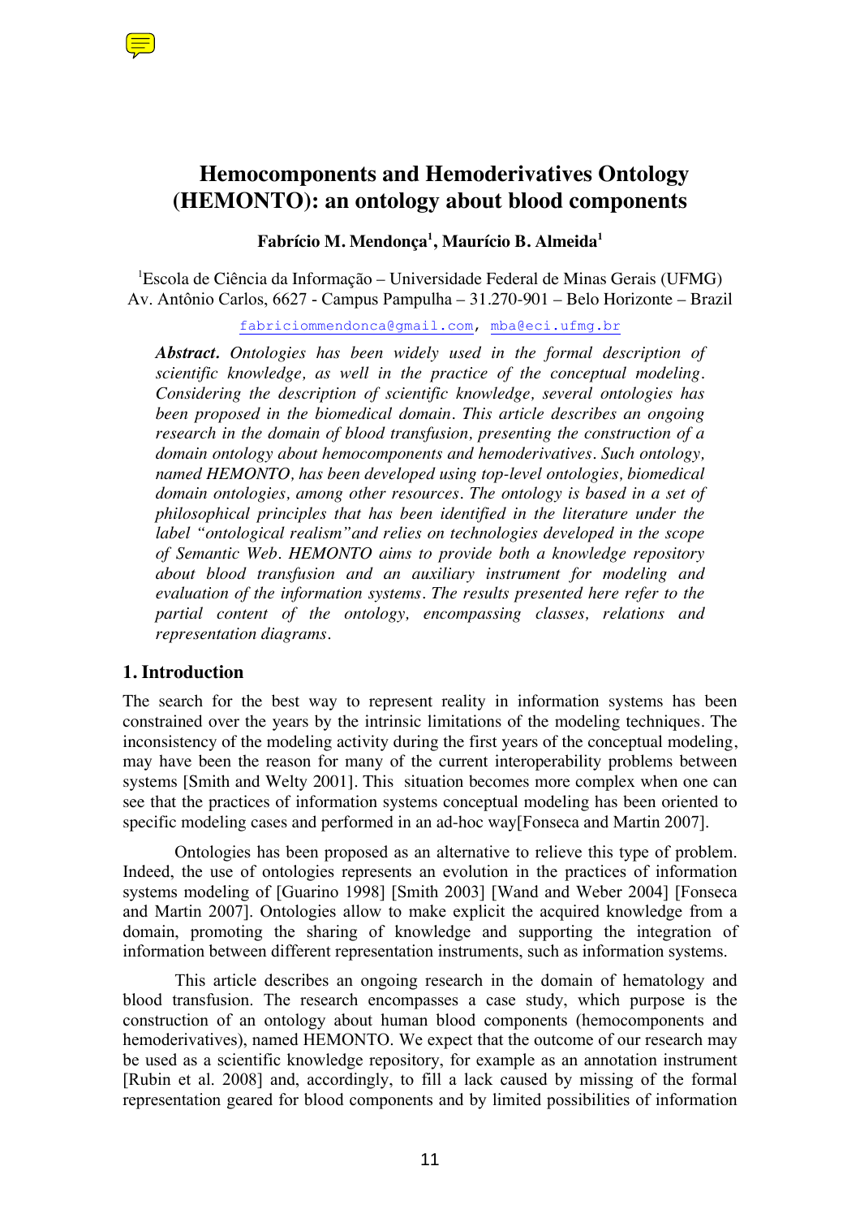# Hemocomponents and Hemoderivatives Ontology (HEMONTO): an ontology about blood components

**Fabrício M. Mendonça[1], Maurício B. Almeida[1]**

[1]Escola de Ciência da Informação – Universidade Federal de Minas Gerais (UFMG)
Av. Antônio Carlos, 6627 - Campus Pampulha – 31.270-901 – Belo Horizonte – Brazil

fabriciommendonca@gmail.com, mba@eci.ufmg.br

***Abstract.*** *Ontologies has been widely used in the formal description of scientific knowledge, as well in the practice of the conceptual modeling. Considering the description of scientific knowledge, several ontologies has been proposed in the biomedical domain. This article describes an ongoing research in the domain of blood transfusion, presenting the construction of a domain ontology about hemocomponents and hemoderivatives. Such ontology, named HEMONTO, has been developed using top-level ontologies, biomedical domain ontologies, among other resources. The ontology is based in a set of philosophical principles that has been identified in the literature under the label "ontological realism"and relies on technologies developed in the scope of Semantic Web. HEMONTO aims to provide both a knowledge repository about blood transfusion and an auxiliary instrument for modeling and evaluation of the information systems. The results presented here refer to the partial content of the ontology, encompassing classes, relations and representation diagrams.*

## 1. Introduction

The search for the best way to represent reality in information systems has been constrained over the years by the intrinsic limitations of the modeling techniques. The inconsistency of the modeling activity during the first years of the conceptual modeling, may have been the reason for many of the current interoperability problems between systems [Smith and Welty 2001]. This situation becomes more complex when one can see that the practices of information systems conceptual modeling has been oriented to specific modeling cases and performed in an ad-hoc way[Fonseca and Martin 2007].

Ontologies has been proposed as an alternative to relieve this type of problem. Indeed, the use of ontologies represents an evolution in the practices of information systems modeling of [Guarino 1998] [Smith 2003] [Wand and Weber 2004] [Fonseca and Martin 2007]. Ontologies allow to make explicit the acquired knowledge from a domain, promoting the sharing of knowledge and supporting the integration of information between different representation instruments, such as information systems.

This article describes an ongoing research in the domain of hematology and blood transfusion. The research encompasses a case study, which purpose is the construction of an ontology about human blood components (hemocomponents and hemoderivatives), named HEMONTO. We expect that the outcome of our research may be used as a scientific knowledge repository, for example as an annotation instrument [Rubin et al. 2008] and, accordingly, to fill a lack caused by missing of the formal representation geared for blood components and by limited possibilities of information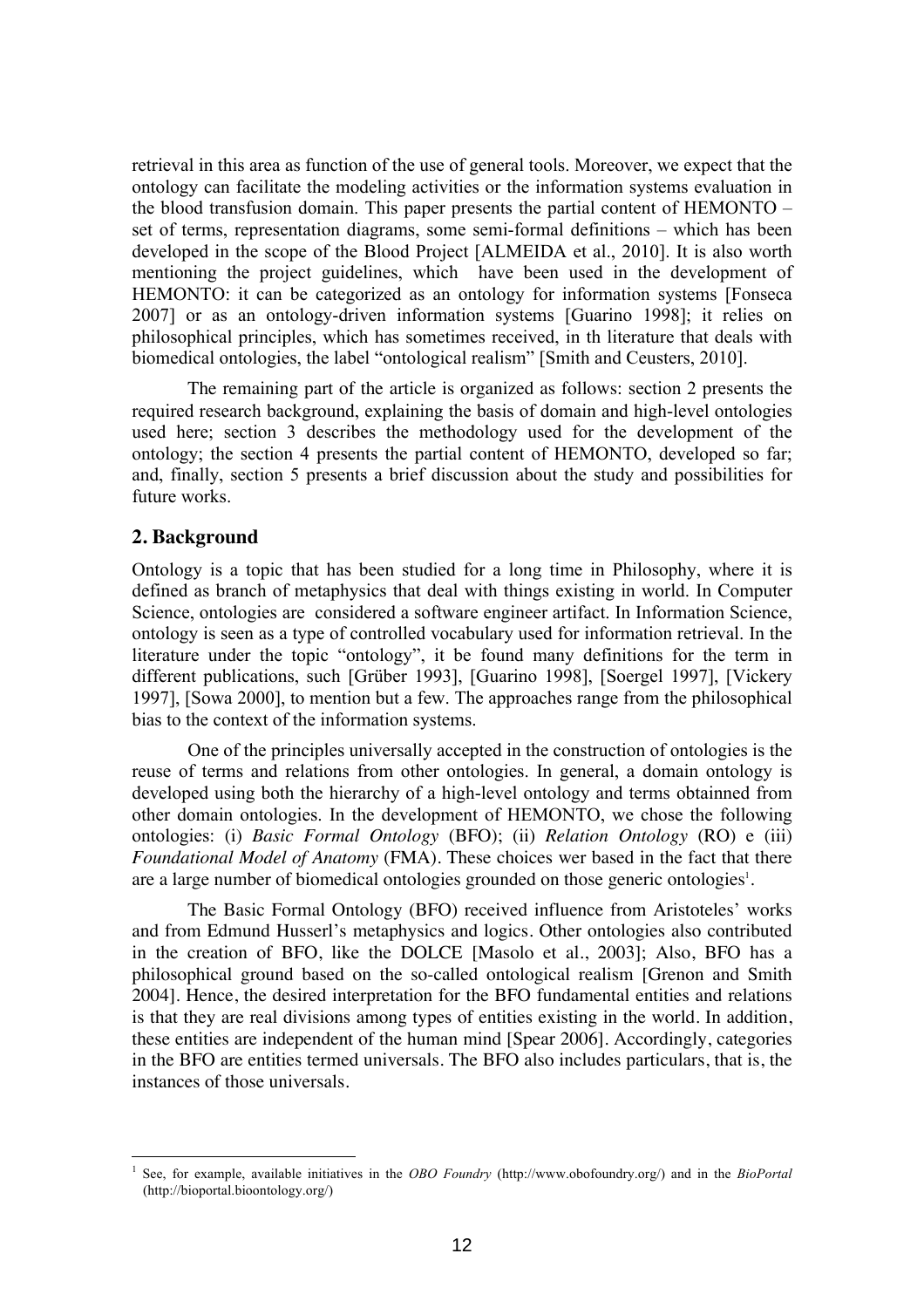retrieval in this area as function of the use of general tools. Moreover, we expect that the ontology can facilitate the modeling activities or the information systems evaluation in the blood transfusion domain. This paper presents the partial content of HEMONTO – set of terms, representation diagrams, some semi-formal definitions – which has been developed in the scope of the Blood Project [ALMEIDA et al., 2010]. It is also worth mentioning the project guidelines, which have been used in the development of HEMONTO: it can be categorized as an ontology for information systems [Fonseca 2007] or as an ontology-driven information systems [Guarino 1998]; it relies on philosophical principles, which has sometimes received, in th literature that deals with biomedical ontologies, the label "ontological realism" [Smith and Ceusters, 2010].

The remaining part of the article is organized as follows: section 2 presents the required research background, explaining the basis of domain and high-level ontologies used here; section 3 describes the methodology used for the development of the ontology; the section 4 presents the partial content of HEMONTO, developed so far; and, finally, section 5 presents a brief discussion about the study and possibilities for future works.

## 2. Background

Ontology is a topic that has been studied for a long time in Philosophy, where it is defined as branch of metaphysics that deal with things existing in world. In Computer Science, ontologies are considered a software engineer artifact. In Information Science, ontology is seen as a type of controlled vocabulary used for information retrieval. In the literature under the topic "ontology", it be found many definitions for the term in different publications, such [Grüber 1993], [Guarino 1998], [Soergel 1997], [Vickery 1997], [Sowa 2000], to mention but a few. The approaches range from the philosophical bias to the context of the information systems.

One of the principles universally accepted in the construction of ontologies is the reuse of terms and relations from other ontologies. In general, a domain ontology is developed using both the hierarchy of a high-level ontology and terms obtainned from other domain ontologies. In the development of HEMONTO, we chose the following ontologies: (i) *Basic Formal Ontology* (BFO); (ii) *Relation Ontology* (RO) e (iii) *Foundational Model of Anatomy* (FMA). These choices wer based in the fact that there are a large number of biomedical ontologies grounded on those generic ontologies[1].

The Basic Formal Ontology (BFO) received influence from Aristoteles' works and from Edmund Husserl's metaphysics and logics. Other ontologies also contributed in the creation of BFO, like the DOLCE [Masolo et al., 2003]; Also, BFO has a philosophical ground based on the so-called ontological realism [Grenon and Smith 2004]. Hence, the desired interpretation for the BFO fundamental entities and relations is that they are real divisions among types of entities existing in the world. In addition, these entities are independent of the human mind [Spear 2006]. Accordingly, categories in the BFO are entities termed universals. The BFO also includes particulars, that is, the instances of those universals.

[1] See, for example, available initiatives in the *OBO Foundry* (http://www.obofoundry.org/) and in the *BioPortal* (http://bioportal.bioontology.org/)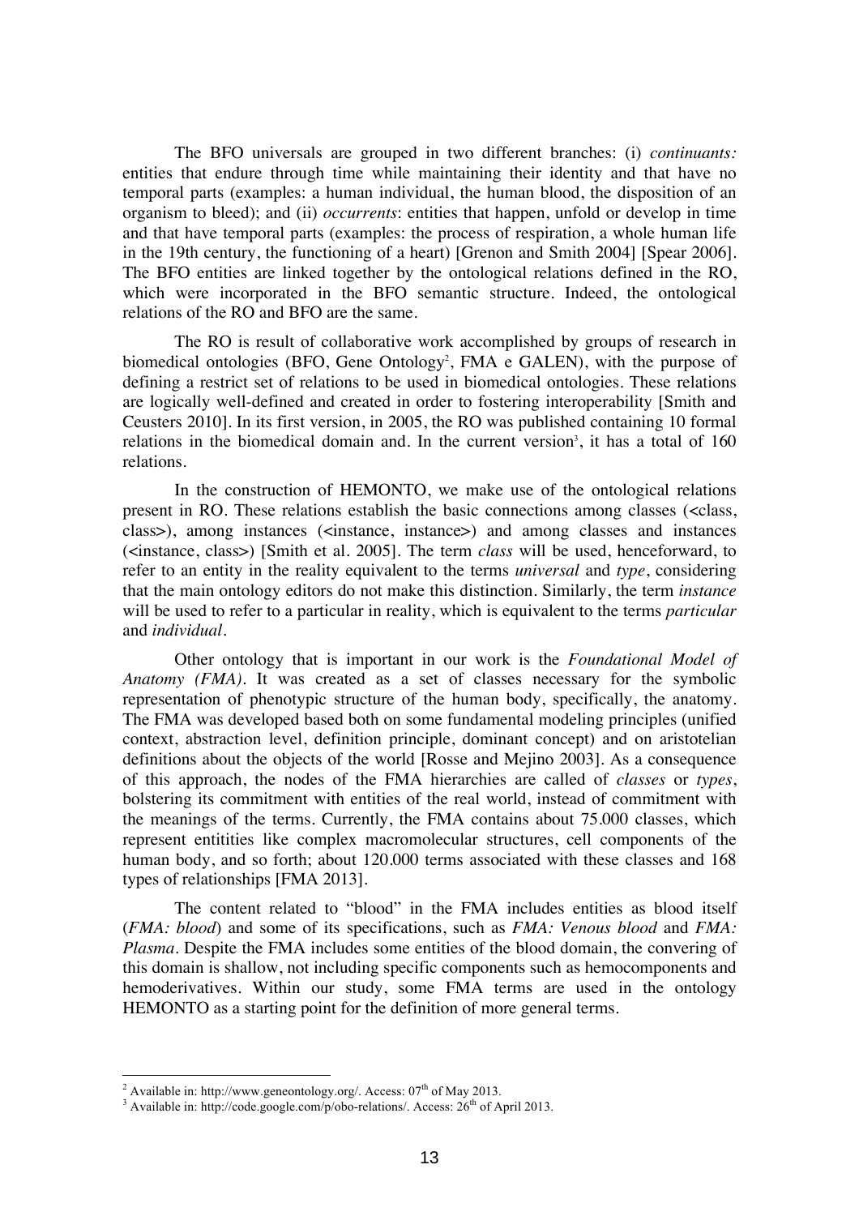The BFO universals are grouped in two different branches: (i) *continuants:* entities that endure through time while maintaining their identity and that have no temporal parts (examples: a human individual, the human blood, the disposition of an organism to bleed); and (ii) *occurrents*: entities that happen, unfold or develop in time and that have temporal parts (examples: the process of respiration, a whole human life in the 19th century, the functioning of a heart) [Grenon and Smith 2004] [Spear 2006]. The BFO entities are linked together by the ontological relations defined in the RO, which were incorporated in the BFO semantic structure. Indeed, the ontological relations of the RO and BFO are the same.

The RO is result of collaborative work accomplished by groups of research in biomedical ontologies (BFO, Gene Ontology[2], FMA e GALEN), with the purpose of defining a restrict set of relations to be used in biomedical ontologies. These relations are logically well-defined and created in order to fostering interoperability [Smith and Ceusters 2010]. In its first version, in 2005, the RO was published containing 10 formal relations in the biomedical domain and. In the current version[3], it has a total of 160 relations.

In the construction of HEMONTO, we make use of the ontological relations present in RO. These relations establish the basic connections among classes (<class, class>), among instances (<instance, instance>) and among classes and instances (<instance, class>) [Smith et al. 2005]. The term *class* will be used, henceforward, to refer to an entity in the reality equivalent to the terms *universal* and *type*, considering that the main ontology editors do not make this distinction. Similarly, the term *instance* will be used to refer to a particular in reality, which is equivalent to the terms *particular* and *individual*.

Other ontology that is important in our work is the *Foundational Model of Anatomy (FMA)*. It was created as a set of classes necessary for the symbolic representation of phenotypic structure of the human body, specifically, the anatomy. The FMA was developed based both on some fundamental modeling principles (unified context, abstraction level, definition principle, dominant concept) and on aristotelian definitions about the objects of the world [Rosse and Mejino 2003]. As a consequence of this approach, the nodes of the FMA hierarchies are called of *classes* or *types*, bolstering its commitment with entities of the real world, instead of commitment with the meanings of the terms. Currently, the FMA contains about 75.000 classes, which represent entitities like complex macromolecular structures, cell components of the human body, and so forth; about 120.000 terms associated with these classes and 168 types of relationships [FMA 2013].

The content related to "blood" in the FMA includes entities as blood itself (*FMA: blood*) and some of its specifications, such as *FMA: Venous blood* and *FMA: Plasma*. Despite the FMA includes some entities of the blood domain, the convering of this domain is shallow, not including specific components such as hemocomponents and hemoderivatives. Within our study, some FMA terms are used in the ontology HEMONTO as a starting point for the definition of more general terms.

---

[2] Available in: http://www.geneontology.org/. Access: 07th of May 2013.

[3] Available in: http://code.google.com/p/obo-relations/. Access: 26th of April 2013.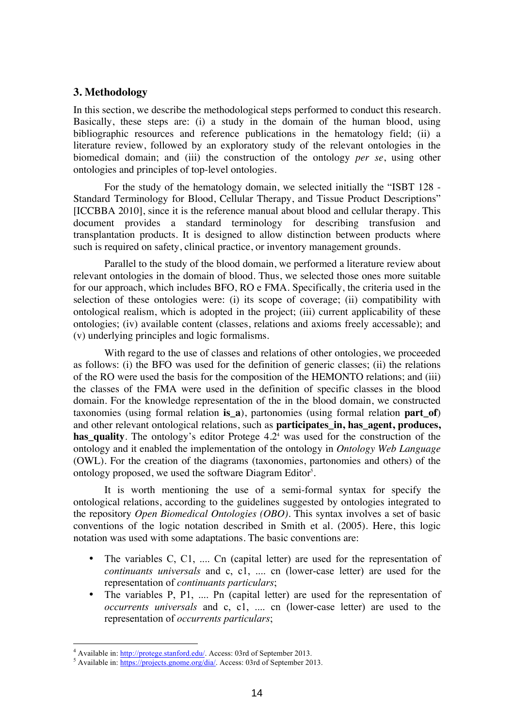## 3. Methodology

In this section, we describe the methodological steps performed to conduct this research. Basically, these steps are: (i) a study in the domain of the human blood, using bibliographic resources and reference publications in the hematology field; (ii) a literature review, followed by an exploratory study of the relevant ontologies in the biomedical domain; and (iii) the construction of the ontology *per se*, using other ontologies and principles of top-level ontologies.

For the study of the hematology domain, we selected initially the "ISBT 128 - Standard Terminology for Blood, Cellular Therapy, and Tissue Product Descriptions" [ICCBBA 2010], since it is the reference manual about blood and cellular therapy. This document provides a standard terminology for describing transfusion and transplantation products. It is designed to allow distinction between products where such is required on safety, clinical practice, or inventory management grounds.

Parallel to the study of the blood domain, we performed a literature review about relevant ontologies in the domain of blood. Thus, we selected those ones more suitable for our approach, which includes BFO, RO e FMA. Specifically, the criteria used in the selection of these ontologies were: (i) its scope of coverage; (ii) compatibility with ontological realism, which is adopted in the project; (iii) current applicability of these ontologies; (iv) available content (classes, relations and axioms freely accessable); and (v) underlying principles and logic formalisms.

With regard to the use of classes and relations of other ontologies, we proceeded as follows: (i) the BFO was used for the definition of generic classes; (ii) the relations of the RO were used the basis for the composition of the HEMONTO relations; and (iii) the classes of the FMA were used in the definition of specific classes in the blood domain. For the knowledge representation of the in the blood domain, we constructed taxonomies (using formal relation **is_a**), partonomies (using formal relation **part_of**) and other relevant ontological relations, such as **participates_in, has_agent, produces, has_quality**. The ontology's editor Protege 4.2[4] was used for the construction of the ontology and it enabled the implementation of the ontology in *Ontology Web Language* (OWL). For the creation of the diagrams (taxonomies, partonomies and others) of the ontology proposed, we used the software Diagram Editor[5].

It is worth mentioning the use of a semi-formal syntax for specify the ontological relations, according to the guidelines suggested by ontologies integrated to the repository *Open Biomedical Ontologies (OBO)*. This syntax involves a set of basic conventions of the logic notation described in Smith et al. (2005). Here, this logic notation was used with some adaptations. The basic conventions are:

- The variables C, C1, .... Cn (capital letter) are used for the representation of *continuants universals* and c, c1, .... cn (lower-case letter) are used for the representation of *continuants particulars*;
- The variables P, P1, .... Pn (capital letter) are used for the representation of *occurrents universals* and c, c1, .... cn (lower-case letter) are used to the representation of *occurrents particulars*;

---

[4] Available in: http://protege.stanford.edu/. Access: 03rd of September 2013.

[5] Available in: https://projects.gnome.org/dia/. Access: 03rd of September 2013.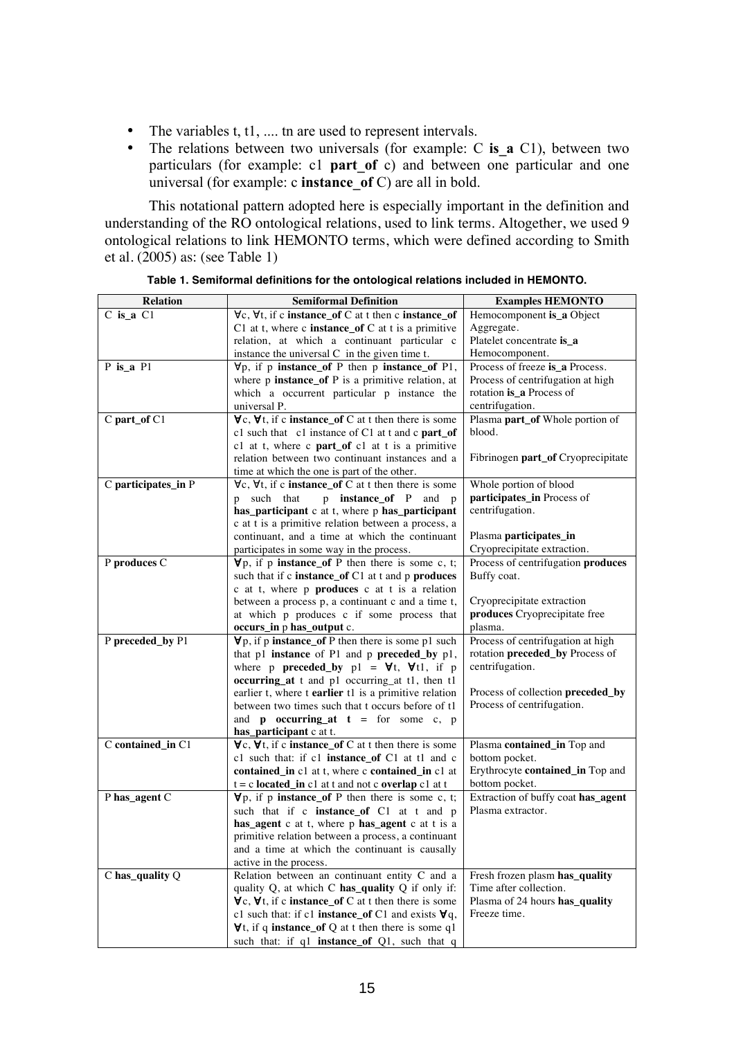- The variables t, t1, .... tn are used to represent intervals.
- The relations between two universals (for example: C **is_a** C1), between two particulars (for example: c1 **part_of** c) and between one particular and one universal (for example: c **instance_of** C) are all in bold.

This notational pattern adopted here is especially important in the definition and understanding of the RO ontological relations, used to link terms. Altogether, we used 9 ontological relations to link HEMONTO terms, which were defined according to Smith et al. (2005) as: (see Table 1)

**Table 1. Semiformal definitions for the ontological relations included in HEMONTO.**

| Relation | Semiformal Definition | Examples HEMONTO |
|---|---|---|
| C **is_a** C1 | ∀c, ∀t, if c **instance_of** C at t then c **instance_of** C1 at t, where c **instance_of** C at t is a primitive relation, at which a continuant particular c instance the universal C in the given time t. | Hemocomponent **is_a** Object Aggregate.<br>Platelet concentrate **is_a** Hemocomponent. |
| P **is_a** P1 | ∀p, if p **instance_of** P then p **instance_of** P1, where p **instance_of** P is a primitive relation, at which a occurrent particular p instance the universal P. | Process of freeze **is_a** Process.<br>Process of centrifugation at high rotation **is_a** Process of centrifugation. |
| C **part_of** C1 | ∀c, ∀t, if c **instance_of** C at t then there is some c1 such that c1 instance of C1 at t and c **part_of** c1 at t, where c **part_of** c1 at t is a primitive relation between two continuant instances and a time at which the one is part of the other. | Plasma **part_of** Whole portion of blood.<br><br>Fibrinogen **part_of** Cryoprecipitate |
| C **participates_in** P | ∀c, ∀t, if c **instance_of** C at t then there is some p such that p **instance_of** P and p **has_participant** c at t, where p **has_participant** c at t is a primitive relation between a process, a continuant, and a time at which the continuant participates in some way in the process. | Whole portion of blood **participates_in** Process of centrifugation.<br><br>Plasma **participates_in** Cryoprecipitate extraction. |
| P **produces** C | ∀p, if p **instance_of** P then there is some c, t; such that if c **instance_of** C1 at t and p **produces** c at t, where p **produces** c at t is a relation between a process p, a continuant c and a time t, at which p produces c if some process that **occurs_in** p **has_output** c. | Process of centrifugation **produces** Buffy coat.<br><br>Cryoprecipitate extraction **produces** Cryoprecipitate free plasma. |
| P **preceded_by** P1 | ∀p, if p **instance_of** P then there is some p1 such that p1 **instance** of P1 and p **preceded_by** p1, where p **preceded_by** p1 = ∀t, ∀t1, if p **occurring_at** t and p1 occurring_at t1, then t1 earlier t, where t **earlier** t1 is a primitive relation between two times such that t occurs before of t1 and **p occurring_at t** = for some c, p **has_participant** c at t. | Process of centrifugation at high rotation **preceded_by** Process of centrifugation.<br><br>Process of collection **preceded_by** Process of centrifugation. |
| C **contained_in** C1 | ∀c, ∀t, if c **instance_of** C at t then there is some c1 such that: if c1 **instance_of** C1 at t1 and c **contained_in** c1 at t, where c **contained_in** c1 at t = c **located_in** c1 at t and not c **overlap** c1 at t | Plasma **contained_in** Top and bottom pocket.<br>Erythrocyte **contained_in** Top and bottom pocket. |
| P **has_agent** C | ∀p, if p **instance_of** P then there is some c, t; such that if c **instance_of** C1 at t and p **has_agent** c at t, where p **has_agent** c at t is a primitive relation between a process, a continuant and a time at which the continuant is causally active in the process. | Extraction of buffy coat **has_agent** Plasma extractor. |
| C **has_quality** Q | Relation between an continuant entity C and a quality Q, at which C **has_quality** Q if only if: ∀c, ∀t, if c **instance_of** C at t then there is some c1 such that: if c1 **instance_of** C1 and exists ∀q, ∀t, if q **instance_of** Q at t then there is some q1 such that: if q1 **instance_of** Q1, such that q | Fresh frozen plasm **has_quality** Time after collection.<br>Plasma of 24 hours **has_quality** Freeze time. |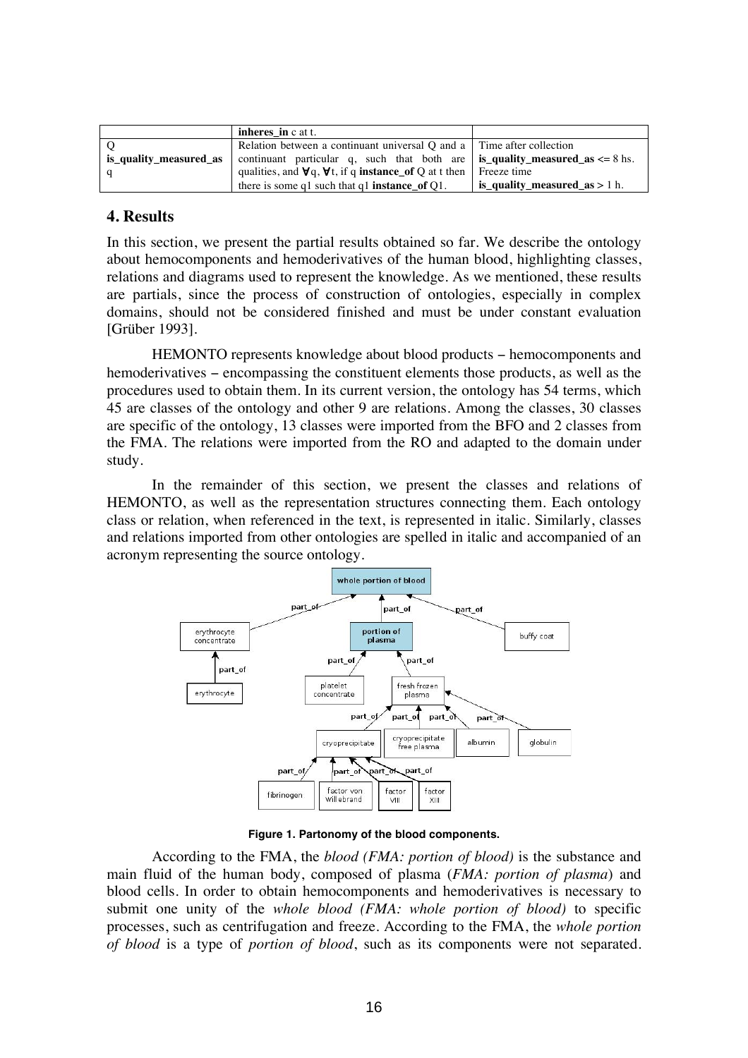|  | **inheres_in** c at t. |  |
|---|---|---|
| Q **is_quality_measured_as** q | Relation between a continuant universal Q and a continuant particular q, such that both are qualities, and ∀q, ∀t, if q **instance_of** Q at t then there is some q1 such that q1 **instance_of** Q1. | Time after collection **is_quality_measured_as** <= 8 hs. Freeze time **is_quality_measured_as** > 1 h. |

## 4. Results

In this section, we present the partial results obtained so far. We describe the ontology about hemocomponents and hemoderivatives of the human blood, highlighting classes, relations and diagrams used to represent the knowledge. As we mentioned, these results are partials, since the process of construction of ontologies, especially in complex domains, should not be considered finished and must be under constant evaluation [Grüber 1993].

HEMONTO represents knowledge about blood products – hemocomponents and hemoderivatives – encompassing the constituent elements those products, as well as the procedures used to obtain them. In its current version, the ontology has 54 terms, which 45 are classes of the ontology and other 9 are relations. Among the classes, 30 classes are specific of the ontology, 13 classes were imported from the BFO and 2 classes from the FMA. The relations were imported from the RO and adapted to the domain under study.

In the remainder of this section, we present the classes and relations of HEMONTO, as well as the representation structures connecting them. Each ontology class or relation, when referenced in the text, is represented in italic. Similarly, classes and relations imported from other ontologies are spelled in italic and accompanied of an acronym representing the source ontology.

**Figure 1. Partonomy of the blood components.**

According to the FMA, the *blood (FMA: portion of blood)* is the substance and main fluid of the human body, composed of plasma (*FMA: portion of plasma*) and blood cells. In order to obtain hemocomponents and hemoderivatives is necessary to submit one unity of the *whole blood (FMA: whole portion of blood)* to specific processes, such as centrifugation and freeze. According to the FMA, the *whole portion of blood* is a type of *portion of blood*, such as its components were not separated.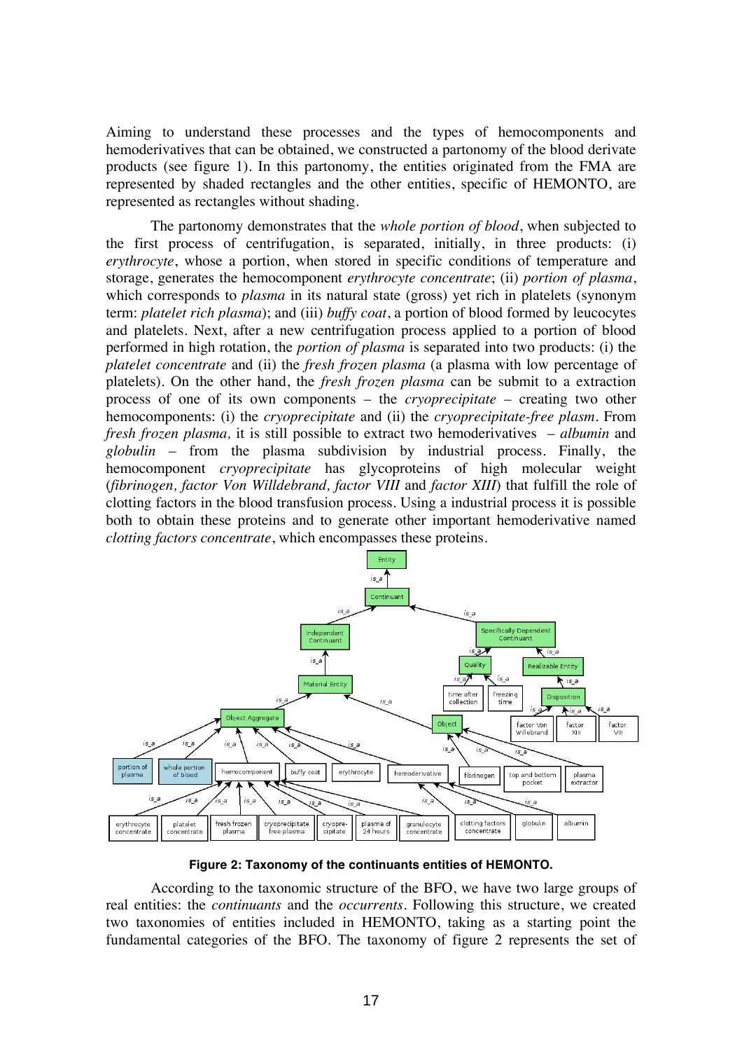Aiming to understand these processes and the types of hemocomponents and hemoderivatives that can be obtained, we constructed a partonomy of the blood derivate products (see figure 1). In this partonomy, the entities originated from the FMA are represented by shaded rectangles and the other entities, specific of HEMONTO, are represented as rectangles without shading.

The partonomy demonstrates that the *whole portion of blood*, when subjected to the first process of centrifugation, is separated, initially, in three products: (i) *erythrocyte*, whose a portion, when stored in specific conditions of temperature and storage, generates the hemocomponent *erythrocyte concentrate*; (ii) *portion of plasma*, which corresponds to *plasma* in its natural state (gross) yet rich in platelets (synonym term: *platelet rich plasma*); and (iii) *buffy coat*, a portion of blood formed by leucocytes and platelets. Next, after a new centrifugation process applied to a portion of blood performed in high rotation, the *portion of plasma* is separated into two products: (i) the *platelet concentrate* and (ii) the *fresh frozen plasma* (a plasma with low percentage of platelets). On the other hand, the *fresh frozen plasma* can be submit to a extraction process of one of its own components – the *cryoprecipitate* – creating two other hemocomponents: (i) the *cryoprecipitate* and (ii) the *cryoprecipitate-free plasm*. From *fresh frozen plasma,* it is still possible to extract two hemoderivatives – *albumin* and *globulin* – from the plasma subdivision by industrial process. Finally, the hemocomponent *cryoprecipitate* has glycoproteins of high molecular weight (*fibrinogen, factor Von Willdebrand, factor VIII* and *factor XIII*) that fulfill the role of clotting factors in the blood transfusion process. Using a industrial process it is possible both to obtain these proteins and to generate other important hemoderivative named *clotting factors concentrate*, which encompasses these proteins.

**Figure 2: Taxonomy of the continuants entities of HEMONTO.**

According to the taxonomic structure of the BFO, we have two large groups of real entities: the *continuants* and the *occurrents*. Following this structure, we created two taxonomies of entities included in HEMONTO, taking as a starting point the fundamental categories of the BFO. The taxonomy of figure 2 represents the set of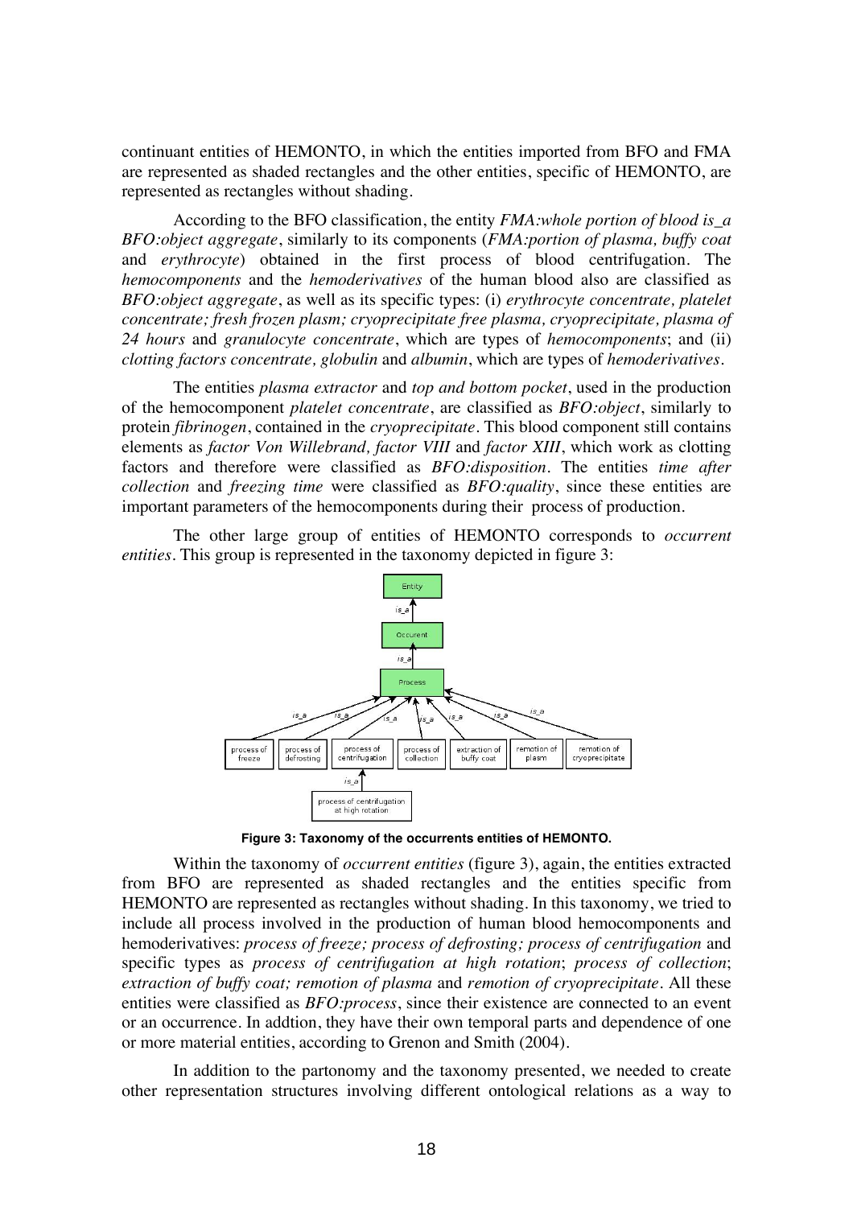continuant entities of HEMONTO, in which the entities imported from BFO and FMA are represented as shaded rectangles and the other entities, specific of HEMONTO, are represented as rectangles without shading.

According to the BFO classification, the entity *FMA:whole portion of blood is_a BFO:object aggregate*, similarly to its components (*FMA:portion of plasma, buffy coat* and *erythrocyte*) obtained in the first process of blood centrifugation. The *hemocomponents* and the *hemoderivatives* of the human blood also are classified as *BFO:object aggregate*, as well as its specific types: (i) *erythrocyte concentrate, platelet concentrate; fresh frozen plasm; cryoprecipitate free plasma, cryoprecipitate, plasma of 24 hours* and *granulocyte concentrate*, which are types of *hemocomponents*; and (ii) *clotting factors concentrate, globulin* and *albumin*, which are types of *hemoderivatives*.

The entities *plasma extractor* and *top and bottom pocket*, used in the production of the hemocomponent *platelet concentrate*, are classified as *BFO:object*, similarly to protein *fibrinogen*, contained in the *cryoprecipitate*. This blood component still contains elements as *factor Von Willebrand, factor VIII* and *factor XIII*, which work as clotting factors and therefore were classified as *BFO:disposition*. The entities *time after collection* and *freezing time* were classified as *BFO:quality*, since these entities are important parameters of the hemocomponents during their process of production.

The other large group of entities of HEMONTO corresponds to *occurrent entities*. This group is represented in the taxonomy depicted in figure 3:

**Figure 3: Taxonomy of the occurrents entities of HEMONTO.**

Within the taxonomy of *occurrent entities* (figure 3), again, the entities extracted from BFO are represented as shaded rectangles and the entities specific from HEMONTO are represented as rectangles without shading. In this taxonomy, we tried to include all process involved in the production of human blood hemocomponents and hemoderivatives: *process of freeze; process of defrosting; process of centrifugation* and specific types as *process of centrifugation at high rotation*; *process of collection*; *extraction of buffy coat; remotion of plasma* and *remotion of cryoprecipitate*. All these entities were classified as *BFO:process*, since their existence are connected to an event or an occurrence. In addtion, they have their own temporal parts and dependence of one or more material entities, according to Grenon and Smith (2004).

In addition to the partonomy and the taxonomy presented, we needed to create other representation structures involving different ontological relations as a way to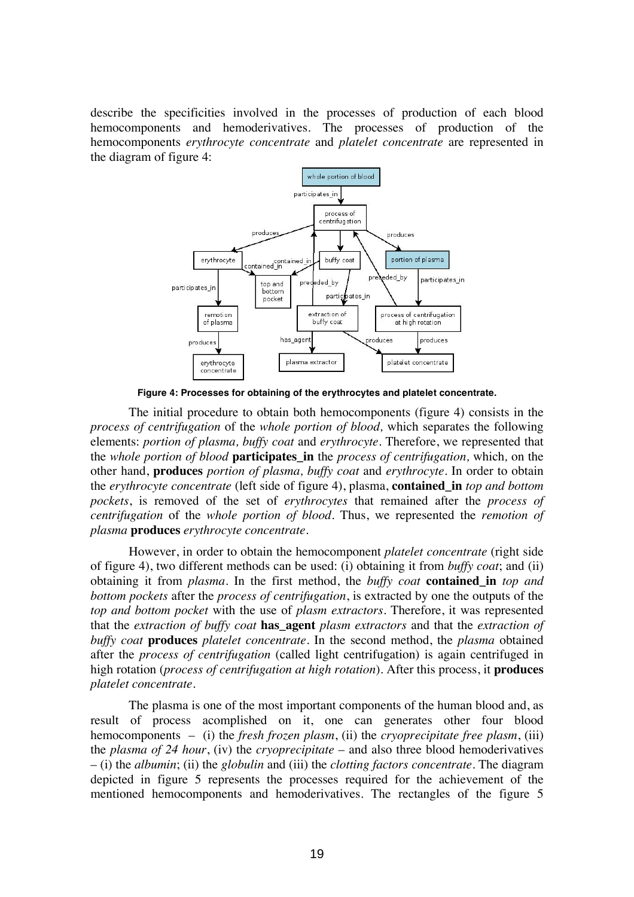describe the specificities involved in the processes of production of each blood hemocomponents and hemoderivatives. The processes of production of the hemocomponents *erythrocyte concentrate* and *platelet concentrate* are represented in the diagram of figure 4:

**Figure 4: Processes for obtaining of the erythrocytes and platelet concentrate.**

The initial procedure to obtain both hemocomponents (figure 4) consists in the *process of centrifugation* of the *whole portion of blood,* which separates the following elements: *portion of plasma, buffy coat* and *erythrocyte*. Therefore, we represented that the *whole portion of blood* **participates_in** the *process of centrifugation,* which*,* on the other hand, **produces** *portion of plasma, buffy coat* and *erythrocyte*. In order to obtain the *erythrocyte concentrate* (left side of figure 4), plasma, **contained_in** *top and bottom pockets*, is removed of the set of *erythrocytes* that remained after the *process of centrifugation* of the *whole portion of blood*. Thus, we represented the *remotion of plasma* **produces** *erythrocyte concentrate*.

However, in order to obtain the hemocomponent *platelet concentrate* (right side of figure 4), two different methods can be used: (i) obtaining it from *buffy coat*; and (ii) obtaining it from *plasma*. In the first method, the *buffy coat* **contained_in** *top and bottom pockets* after the *process of centrifugation*, is extracted by one the outputs of the *top and bottom pocket* with the use of *plasm extractors*. Therefore, it was represented that the *extraction of buffy coat* **has_agent** *plasm extractors* and that the *extraction of buffy coat* **produces** *platelet concentrate*. In the second method, the *plasma* obtained after the *process of centrifugation* (called light centrifugation) is again centrifuged in high rotation (*process of centrifugation at high rotation*). After this process, it **produces** *platelet concentrate*.

The plasma is one of the most important components of the human blood and, as result of process acomplished on it, one can generates other four blood hemocomponents – (i) the *fresh frozen plasm*, (ii) the *cryoprecipitate free plasm*, (iii) the *plasma of 24 hour*, (iv) the *cryoprecipitate* – and also three blood hemoderivatives – (i) the *albumin*; (ii) the *globulin* and (iii) the *clotting factors concentrate*. The diagram depicted in figure 5 represents the processes required for the achievement of the mentioned hemocomponents and hemoderivatives. The rectangles of the figure 5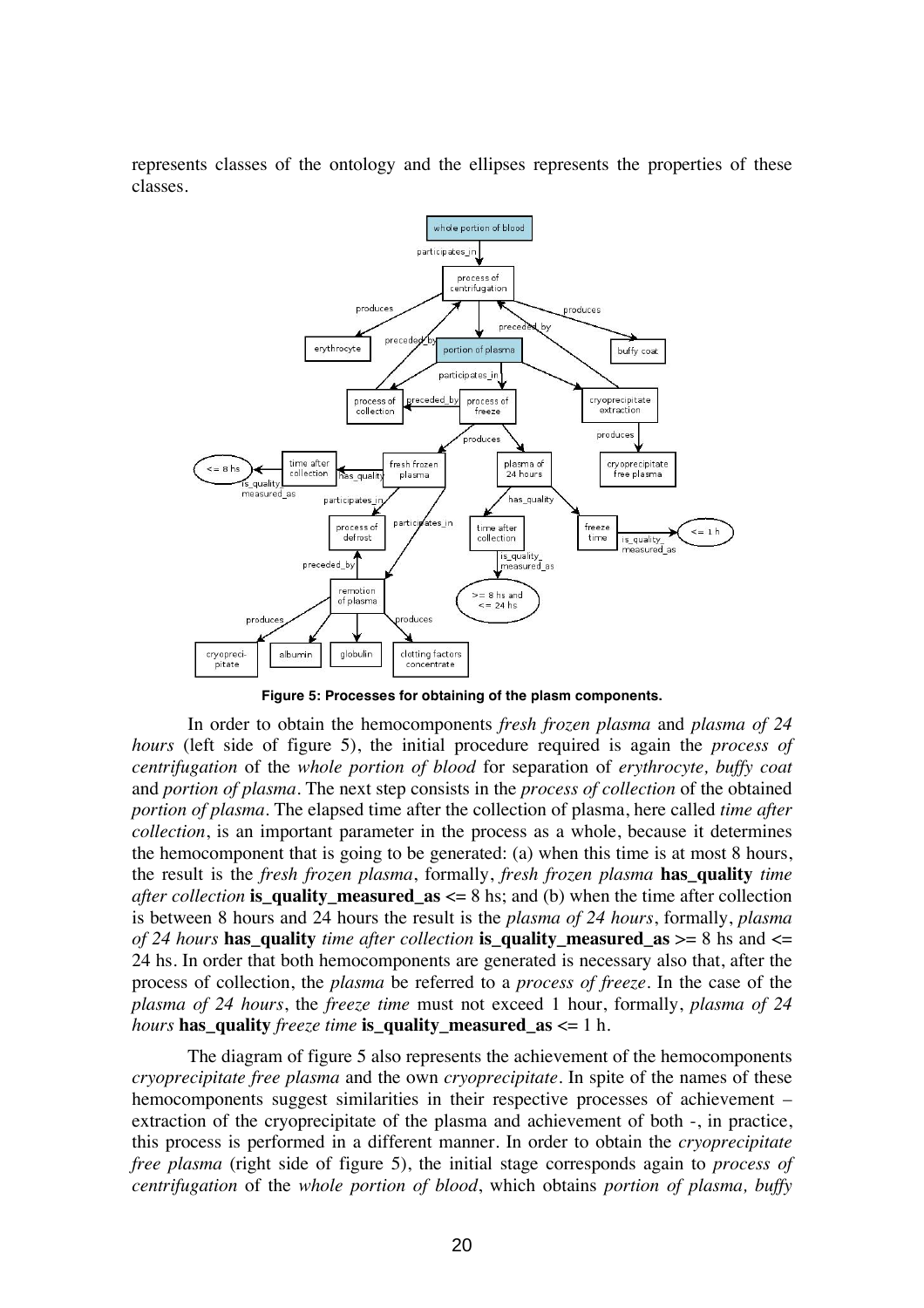represents classes of the ontology and the ellipses represents the properties of these classes.

**Figure 5: Processes for obtaining of the plasm components.**

In order to obtain the hemocomponents *fresh frozen plasma* and *plasma of 24 hours* (left side of figure 5), the initial procedure required is again the *process of centrifugation* of the *whole portion of blood* for separation of *erythrocyte, buffy coat* and *portion of plasma*. The next step consists in the *process of collection* of the obtained *portion of plasma*. The elapsed time after the collection of plasma, here called *time after collection*, is an important parameter in the process as a whole, because it determines the hemocomponent that is going to be generated: (a) when this time is at most 8 hours, the result is the *fresh frozen plasma*, formally, *fresh frozen plasma* **has_quality** *time after collection* **is_quality_measured_as** <= 8 hs; and (b) when the time after collection is between 8 hours and 24 hours the result is the *plasma of 24 hours*, formally, *plasma of 24 hours* **has_quality** *time after collection* **is_quality_measured_as** >= 8 hs and <= 24 hs. In order that both hemocomponents are generated is necessary also that, after the process of collection, the *plasma* be referred to a *process of freeze*. In the case of the *plasma of 24 hours*, the *freeze time* must not exceed 1 hour, formally, *plasma of 24 hours* **has_quality** *freeze time* **is_quality_measured_as** <= 1 h.

The diagram of figure 5 also represents the achievement of the hemocomponents *cryoprecipitate free plasma* and the own *cryoprecipitate*. In spite of the names of these hemocomponents suggest similarities in their respective processes of achievement – extraction of the cryoprecipitate of the plasma and achievement of both -, in practice, this process is performed in a different manner. In order to obtain the *cryoprecipitate free plasma* (right side of figure 5), the initial stage corresponds again to *process of centrifugation* of the *whole portion of blood*, which obtains *portion of plasma, buffy*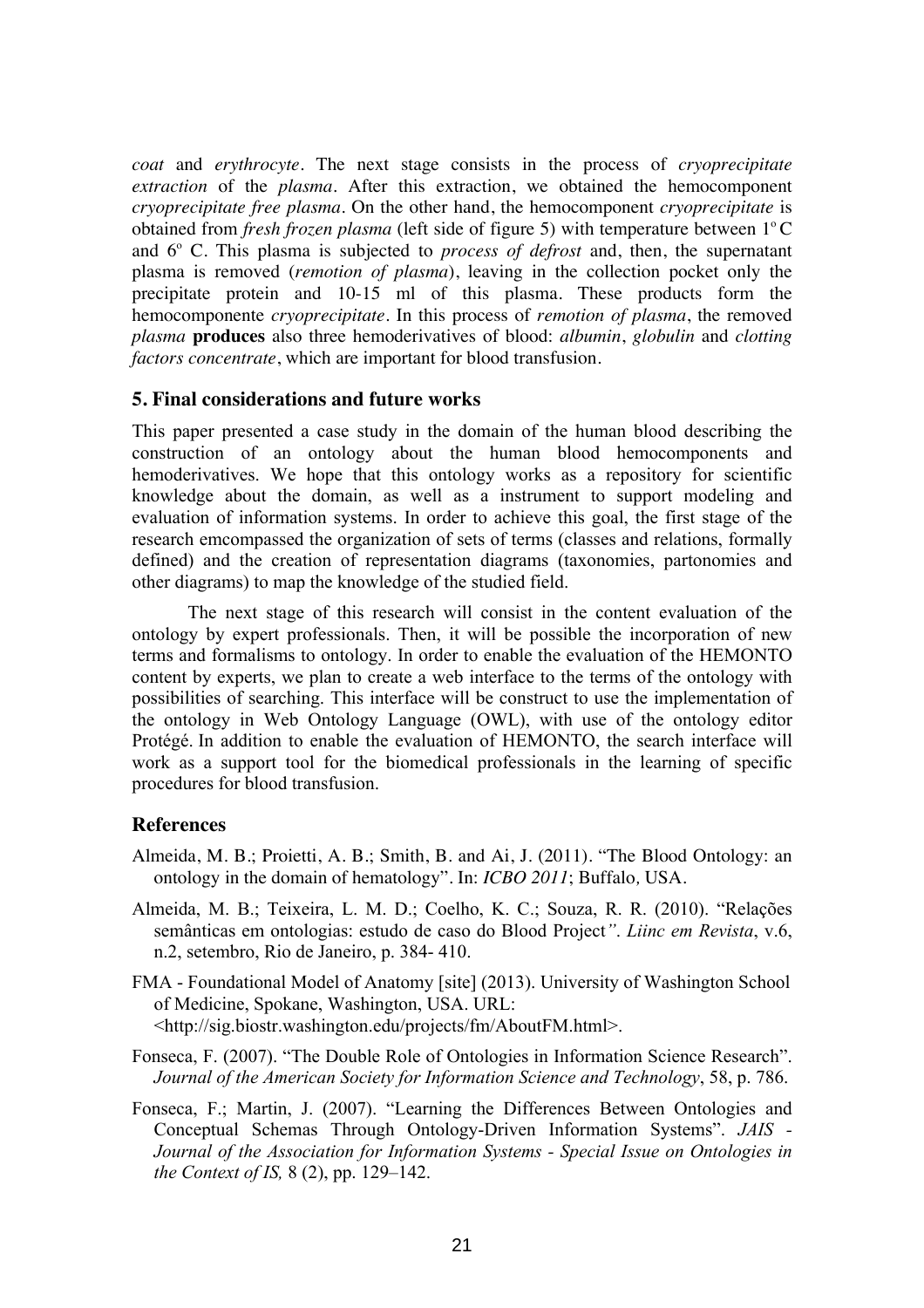*coat* and *erythrocyte*. The next stage consists in the process of *cryoprecipitate extraction* of the *plasma*. After this extraction, we obtained the hemocomponent *cryoprecipitate free plasma*. On the other hand, the hemocomponent *cryoprecipitate* is obtained from *fresh frozen plasma* (left side of figure 5) with temperature between 1º C and 6º C. This plasma is subjected to *process of defrost* and, then, the supernatant plasma is removed (*remotion of plasma*), leaving in the collection pocket only the precipitate protein and 10-15 ml of this plasma. These products form the hemocomponente *cryoprecipitate*. In this process of *remotion of plasma*, the removed *plasma* **produces** also three hemoderivatives of blood: *albumin*, *globulin* and *clotting factors concentrate*, which are important for blood transfusion.

## 5. Final considerations and future works

This paper presented a case study in the domain of the human blood describing the construction of an ontology about the human blood hemocomponents and hemoderivatives. We hope that this ontology works as a repository for scientific knowledge about the domain, as well as a instrument to support modeling and evaluation of information systems. In order to achieve this goal, the first stage of the research emcompassed the organization of sets of terms (classes and relations, formally defined) and the creation of representation diagrams (taxonomies, partonomies and other diagrams) to map the knowledge of the studied field.

The next stage of this research will consist in the content evaluation of the ontology by expert professionals. Then, it will be possible the incorporation of new terms and formalisms to ontology. In order to enable the evaluation of the HEMONTO content by experts, we plan to create a web interface to the terms of the ontology with possibilities of searching. This interface will be construct to use the implementation of the ontology in Web Ontology Language (OWL), with use of the ontology editor Protégé. In addition to enable the evaluation of HEMONTO, the search interface will work as a support tool for the biomedical professionals in the learning of specific procedures for blood transfusion.

## References

Almeida, M. B.; Proietti, A. B.; Smith, B. and Ai, J. (2011). "The Blood Ontology: an ontology in the domain of hematology". In: *ICBO 2011*; Buffalo, USA.

Almeida, M. B.; Teixeira, L. M. D.; Coelho, K. C.; Souza, R. R. (2010). "Relações semânticas em ontologias: estudo de caso do Blood Project". *Liinc em Revista*, v.6, n.2, setembro, Rio de Janeiro, p. 384- 410.

FMA - Foundational Model of Anatomy [site] (2013). University of Washington School of Medicine, Spokane, Washington, USA. URL: <http://sig.biostr.washington.edu/projects/fm/AboutFM.html>.

Fonseca, F. (2007). "The Double Role of Ontologies in Information Science Research". *Journal of the American Society for Information Science and Technology*, 58, p. 786.

Fonseca, F.; Martin, J. (2007). "Learning the Differences Between Ontologies and Conceptual Schemas Through Ontology-Driven Information Systems". *JAIS - Journal of the Association for Information Systems - Special Issue on Ontologies in the Context of IS,* 8 (2), pp. 129–142.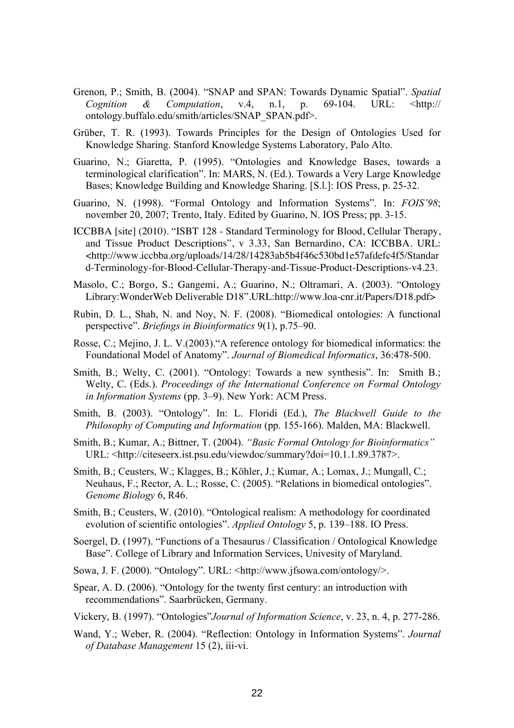Grenon, P.; Smith, B. (2004). "SNAP and SPAN: Towards Dynamic Spatial". *Spatial Cognition & Computation*, v.4, n.1, p. 69-104. URL: <http://ontology.buffalo.edu/smith/articles/SNAP_SPAN.pdf>.

Grüber, T. R. (1993). Towards Principles for the Design of Ontologies Used for Knowledge Sharing. Stanford Knowledge Systems Laboratory, Palo Alto.

Guarino, N.; Giaretta, P. (1995). "Ontologies and Knowledge Bases, towards a terminological clarification". In: MARS, N. (Ed.). Towards a Very Large Knowledge Bases; Knowledge Building and Knowledge Sharing. [S.l.]: IOS Press, p. 25-32.

Guarino, N. (1998). "Formal Ontology and Information Systems". In: *FOIS'98*; november 20, 2007; Trento, Italy. Edited by Guarino, N. IOS Press; pp. 3-15.

ICCBBA [site] (2010). "ISBT 128 - Standard Terminology for Blood, Cellular Therapy, and Tissue Product Descriptions", v 3.33, San Bernardino, CA: ICCBBA. URL: <http://www.iccbba.org/uploads/14/28/14283ab5b4f46c530bd1e57afdefc4f5/Standard-Terminology-for-Blood-Cellular-Therapy-and-Tissue-Product-Descriptions-v4.23.

Masolo, C.; Borgo, S.; Gangemi, A.; Guarino, N.; Oltramari, A. (2003). "Ontology Library:WonderWeb Deliverable D18".URL:http://www.loa-cnr.it/Papers/D18.pdf>

Rubin, D. L., Shah, N. and Noy, N. F. (2008). "Biomedical ontologies: A functional perspective". *Briefings in Bioinformatics* 9(1), p.75–90.

Rosse, C.; Mejino, J. L. V.(2003)."A reference ontology for biomedical informatics: the Foundational Model of Anatomy". *Journal of Biomedical Informatics*, 36:478-500.

Smith, B.; Welty, C. (2001). "Ontology: Towards a new synthesis". In: Smith B.; Welty, C. (Eds.). *Proceedings of the International Conference on Formal Ontology in Information Systems* (pp. 3–9). New York: ACM Press.

Smith, B. (2003). "Ontology". In: L. Floridi (Ed.), *The Blackwell Guide to the Philosophy of Computing and Information* (pp. 155-166). Malden, MA: Blackwell.

Smith, B.; Kumar, A.; Bittner, T. (2004). *"Basic Formal Ontology for Bioinformatics"* URL: <http://citeseerx.ist.psu.edu/viewdoc/summary?doi=10.1.1.89.3787>.

Smith, B.; Ceusters, W.; Klagges, B.; Köhler, J.; Kumar, A.; Lomax, J.; Mungall, C.; Neuhaus, F.; Rector, A. L.; Rosse, C. (2005). "Relations in biomedical ontologies". *Genome Biology* 6, R46.

Smith, B.; Ceusters, W. (2010). "Ontological realism: A methodology for coordinated evolution of scientific ontologies". *Applied Ontology* 5, p. 139–188. IO Press.

Soergel, D. (1997). "Functions of a Thesaurus / Classification / Ontological Knowledge Base". College of Library and Information Services, Univesity of Maryland.

Sowa, J. F. (2000). "Ontology". URL: <http://www.jfsowa.com/ontology/>.

Spear, A. D. (2006). "Ontology for the twenty first century: an introduction with recommendations". Saarbrücken, Germany.

Vickery, B. (1997). "Ontologies"*Journal of Information Science*, v. 23, n. 4, p. 277-286.

Wand, Y.; Weber, R. (2004). "Reflection: Ontology in Information Systems". *Journal of Database Management* 15 (2), iii-vi.